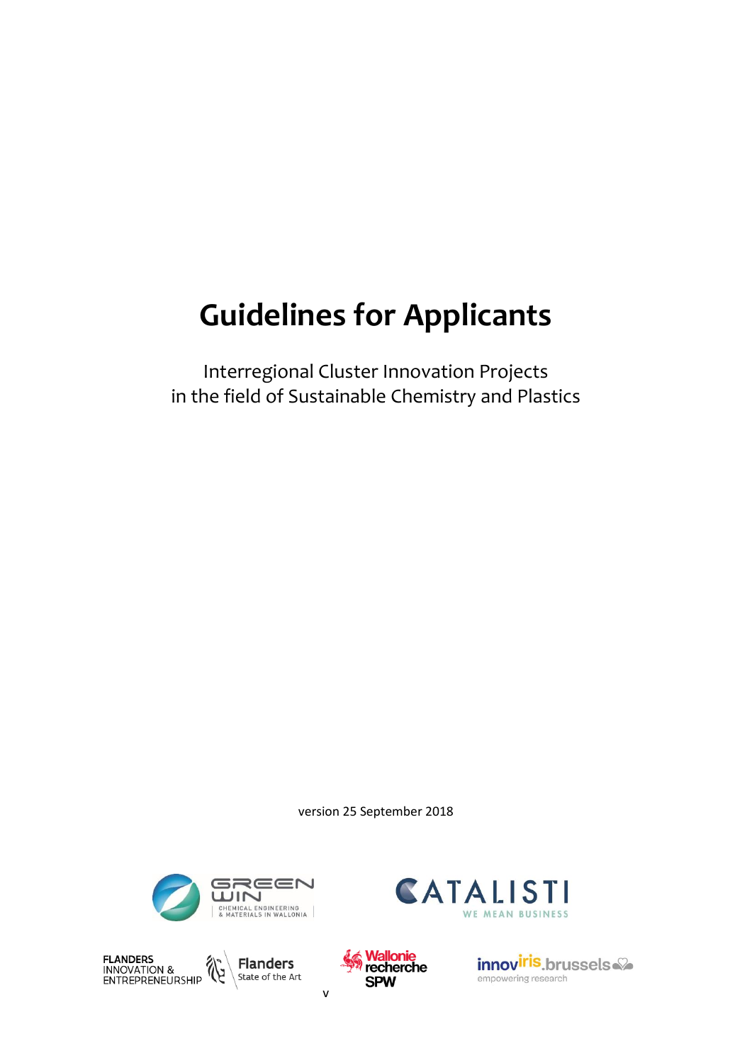# Guidelines for Applicants

Interregional Cluster Innovation Projects
in the field of Sustainable Chemistry and Plastics

version 25 September 2018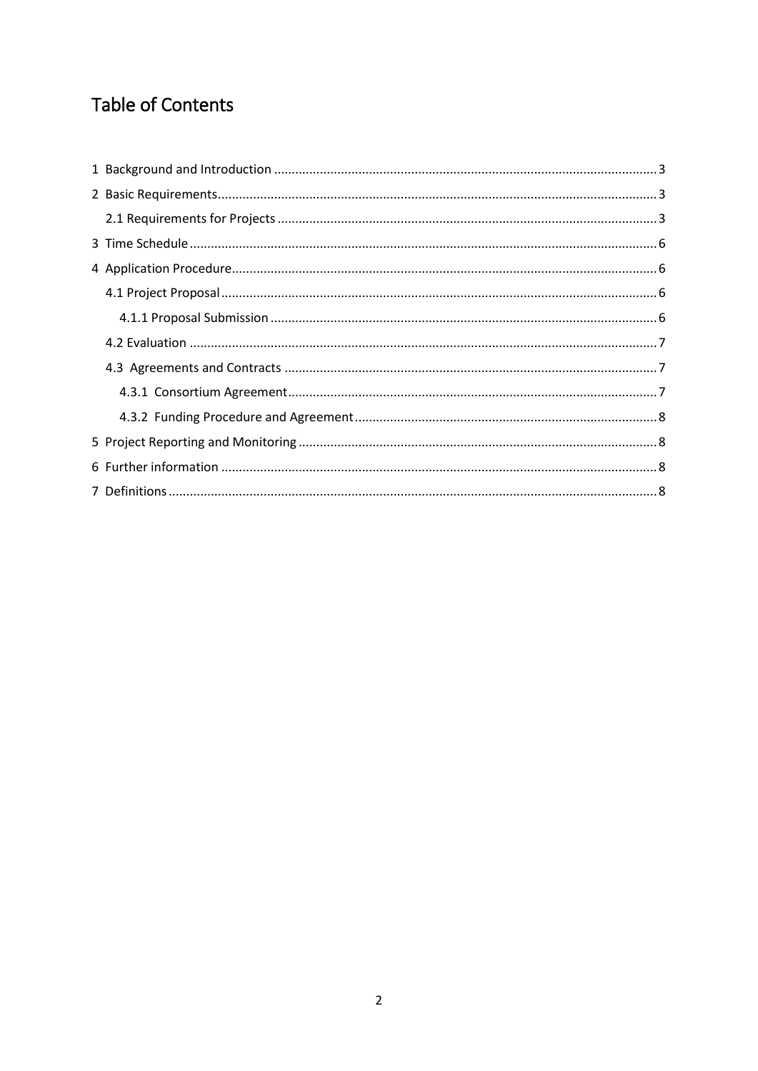# Table of Contents

1 Background and Introduction ..... 3
2 Basic Requirements ..... 3
  2.1 Requirements for Projects ..... 3
3 Time Schedule ..... 6
4 Application Procedure ..... 6
  4.1 Project Proposal ..... 6
    4.1.1 Proposal Submission ..... 6
  4.2 Evaluation ..... 7
  4.3 Agreements and Contracts ..... 7
    4.3.1 Consortium Agreement ..... 7
    4.3.2 Funding Procedure and Agreement ..... 8
5 Project Reporting and Monitoring ..... 8
6 Further information ..... 8
7 Definitions ..... 8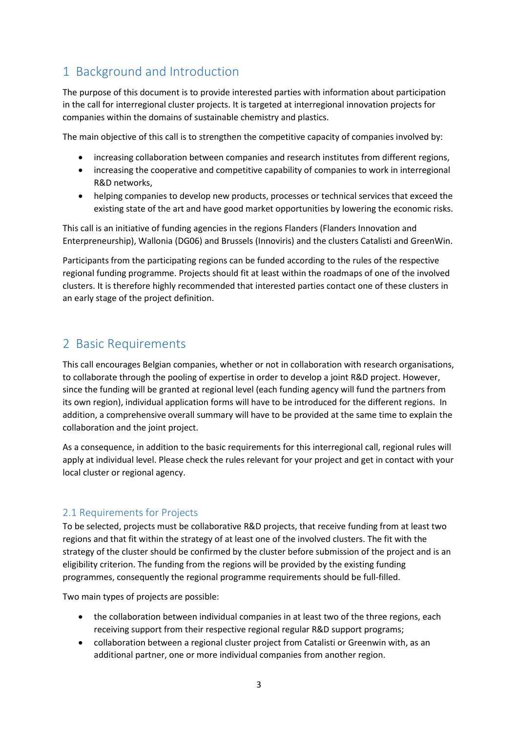# 1 Background and Introduction

The purpose of this document is to provide interested parties with information about participation in the call for interregional cluster projects. It is targeted at interregional innovation projects for companies within the domains of sustainable chemistry and plastics.

The main objective of this call is to strengthen the competitive capacity of companies involved by:

- increasing collaboration between companies and research institutes from different regions,
- increasing the cooperative and competitive capability of companies to work in interregional R&D networks,
- helping companies to develop new products, processes or technical services that exceed the existing state of the art and have good market opportunities by lowering the economic risks.

This call is an initiative of funding agencies in the regions Flanders (Flanders Innovation and Enterpreneurship), Wallonia (DG06) and Brussels (Innoviris) and the clusters Catalisti and GreenWin.

Participants from the participating regions can be funded according to the rules of the respective regional funding programme. Projects should fit at least within the roadmaps of one of the involved clusters. It is therefore highly recommended that interested parties contact one of these clusters in an early stage of the project definition.

# 2 Basic Requirements

This call encourages Belgian companies, whether or not in collaboration with research organisations, to collaborate through the pooling of expertise in order to develop a joint R&D project. However, since the funding will be granted at regional level (each funding agency will fund the partners from its own region), individual application forms will have to be introduced for the different regions. In addition, a comprehensive overall summary will have to be provided at the same time to explain the collaboration and the joint project.

As a consequence, in addition to the basic requirements for this interregional call, regional rules will apply at individual level. Please check the rules relevant for your project and get in contact with your local cluster or regional agency.

## 2.1 Requirements for Projects

To be selected, projects must be collaborative R&D projects, that receive funding from at least two regions and that fit within the strategy of at least one of the involved clusters. The fit with the strategy of the cluster should be confirmed by the cluster before submission of the project and is an eligibility criterion. The funding from the regions will be provided by the existing funding programmes, consequently the regional programme requirements should be full-filled.

Two main types of projects are possible:

- the collaboration between individual companies in at least two of the three regions, each receiving support from their respective regional regular R&D support programs;
- collaboration between a regional cluster project from Catalisti or Greenwin with, as an additional partner, one or more individual companies from another region.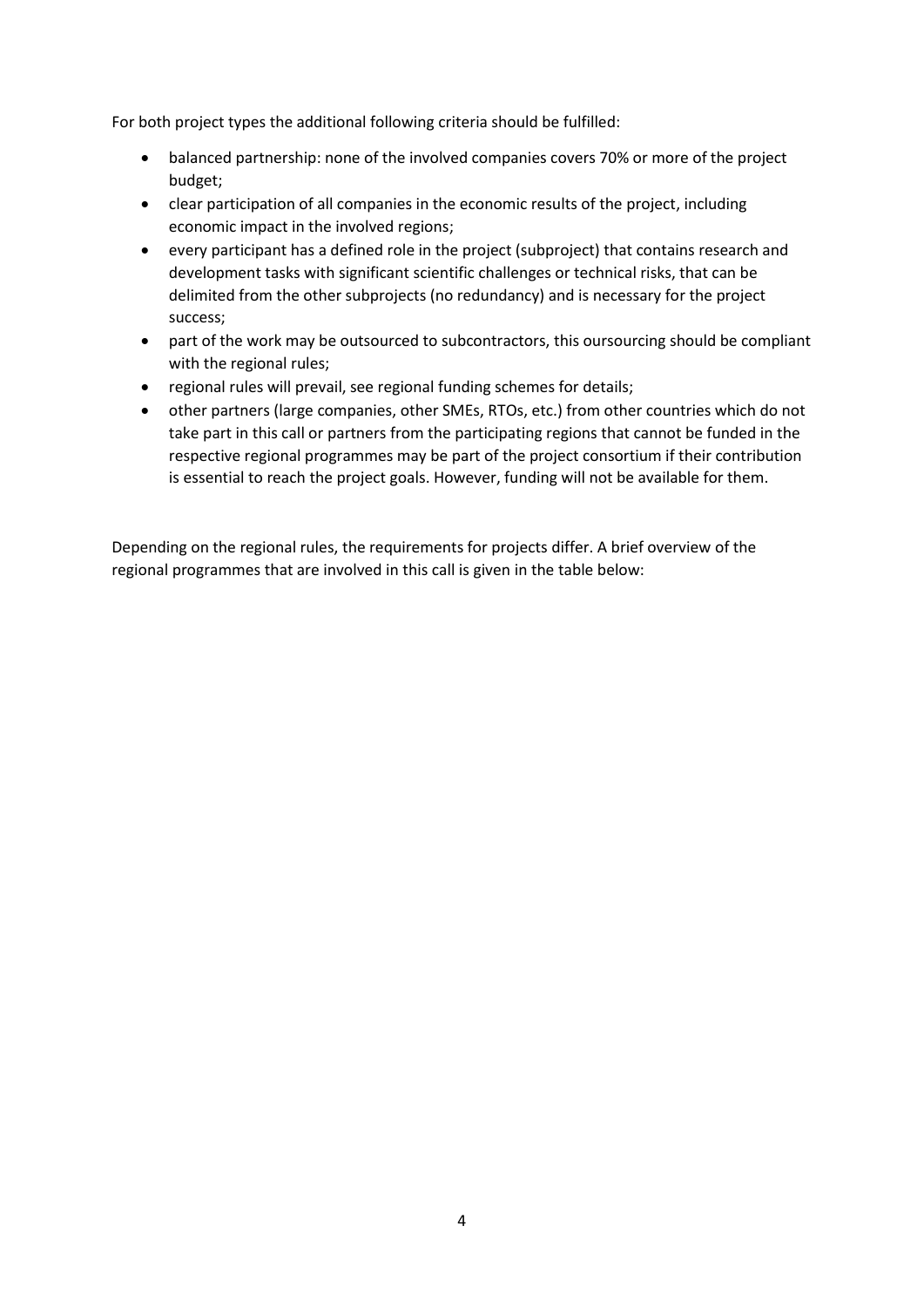For both project types the additional following criteria should be fulfilled:

- balanced partnership: none of the involved companies covers 70% or more of the project budget;
- clear participation of all companies in the economic results of the project, including economic impact in the involved regions;
- every participant has a defined role in the project (subproject) that contains research and development tasks with significant scientific challenges or technical risks, that can be delimited from the other subprojects (no redundancy) and is necessary for the project success;
- part of the work may be outsourced to subcontractors, this oursourcing should be compliant with the regional rules;
- regional rules will prevail, see regional funding schemes for details;
- other partners (large companies, other SMEs, RTOs, etc.) from other countries which do not take part in this call or partners from the participating regions that cannot be funded in the respective regional programmes may be part of the project consortium if their contribution is essential to reach the project goals. However, funding will not be available for them.

Depending on the regional rules, the requirements for projects differ. A brief overview of the regional programmes that are involved in this call is given in the table below: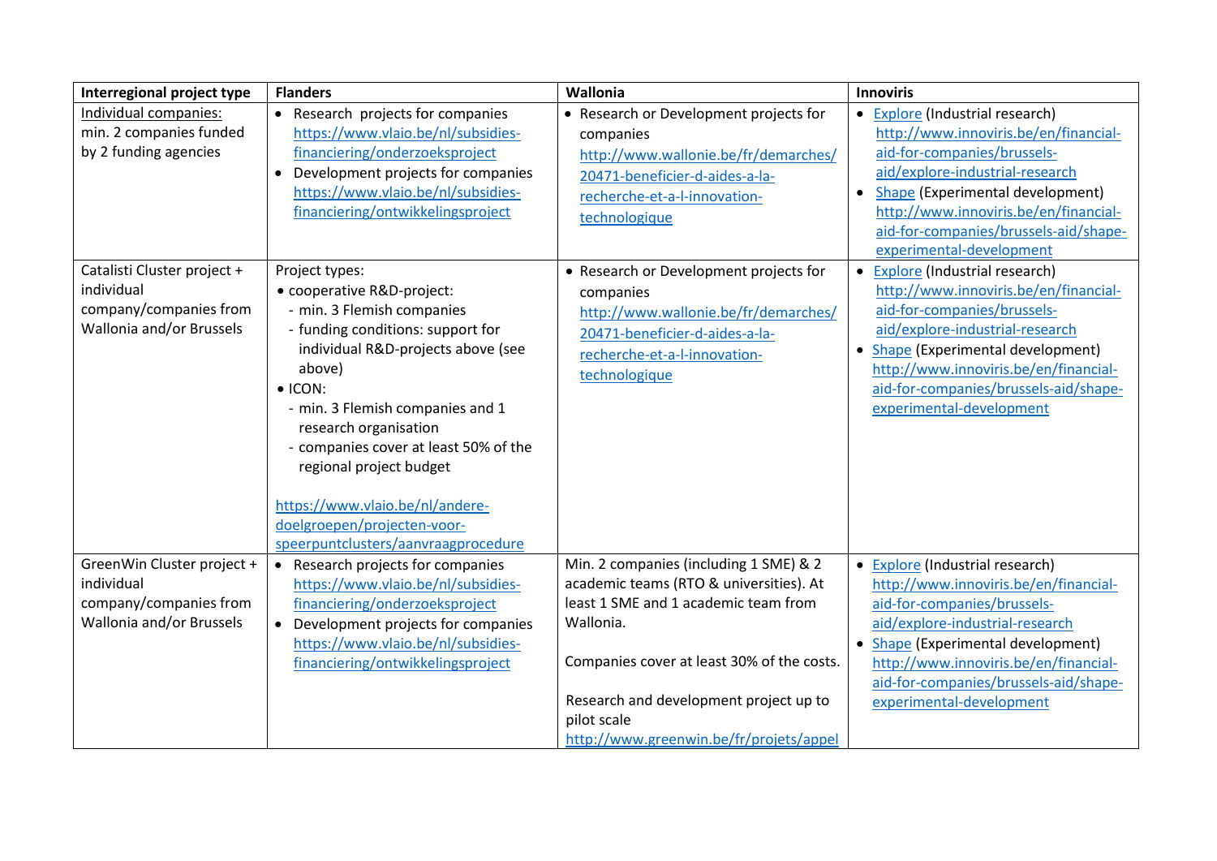| Interregional project type | Flanders | Wallonia | Innoviris |
|---|---|---|---|
| Individual companies:<br>min. 2 companies funded by 2 funding agencies | • Research projects for companies https://www.vlaio.be/nl/subsidies-financiering/onderzoeksproject<br>• Development projects for companies https://www.vlaio.be/nl/subsidies-financiering/ontwikkelingsproject | • Research or Development projects for companies http://www.wallonie.be/fr/demarches/20471-beneficier-d-aides-a-la-recherche-et-a-l-innovation-technologique | • Explore (Industrial research) http://www.innoviris.be/en/financial-aid-for-companies/brussels-aid/explore-industrial-research<br>• Shape (Experimental development) http://www.innoviris.be/en/financial-aid-for-companies/brussels-aid/shape-experimental-development |
| Catalisti Cluster project + individual company/companies from Wallonia and/or Brussels | Project types:<br>• cooperative R&D-project:<br>- min. 3 Flemish companies<br>- funding conditions: support for individual R&D-projects above (see above)<br>• ICON:<br>- min. 3 Flemish companies and 1 research organisation<br>- companies cover at least 50% of the regional project budget<br><br>https://www.vlaio.be/nl/andere-doelgroepen/projecten-voor-speerpuntclusters/aanvraagprocedure | • Research or Development projects for companies http://www.wallonie.be/fr/demarches/20471-beneficier-d-aides-a-la-recherche-et-a-l-innovation-technologique | • Explore (Industrial research) http://www.innoviris.be/en/financial-aid-for-companies/brussels-aid/explore-industrial-research<br>• Shape (Experimental development) http://www.innoviris.be/en/financial-aid-for-companies/brussels-aid/shape-experimental-development |
| GreenWin Cluster project + individual company/companies from Wallonia and/or Brussels | • Research projects for companies https://www.vlaio.be/nl/subsidies-financiering/onderzoeksproject<br>• Development projects for companies https://www.vlaio.be/nl/subsidies-financiering/ontwikkelingsproject | Min. 2 companies (including 1 SME) & 2 academic teams (RTO & universities). At least 1 SME and 1 academic team from Wallonia.<br><br>Companies cover at least 30% of the costs.<br><br>Research and development project up to pilot scale<br>http://www.greenwin.be/fr/projets/appel | • Explore (Industrial research) http://www.innoviris.be/en/financial-aid-for-companies/brussels-aid/explore-industrial-research<br>• Shape (Experimental development) http://www.innoviris.be/en/financial-aid-for-companies/brussels-aid/shape-experimental-development |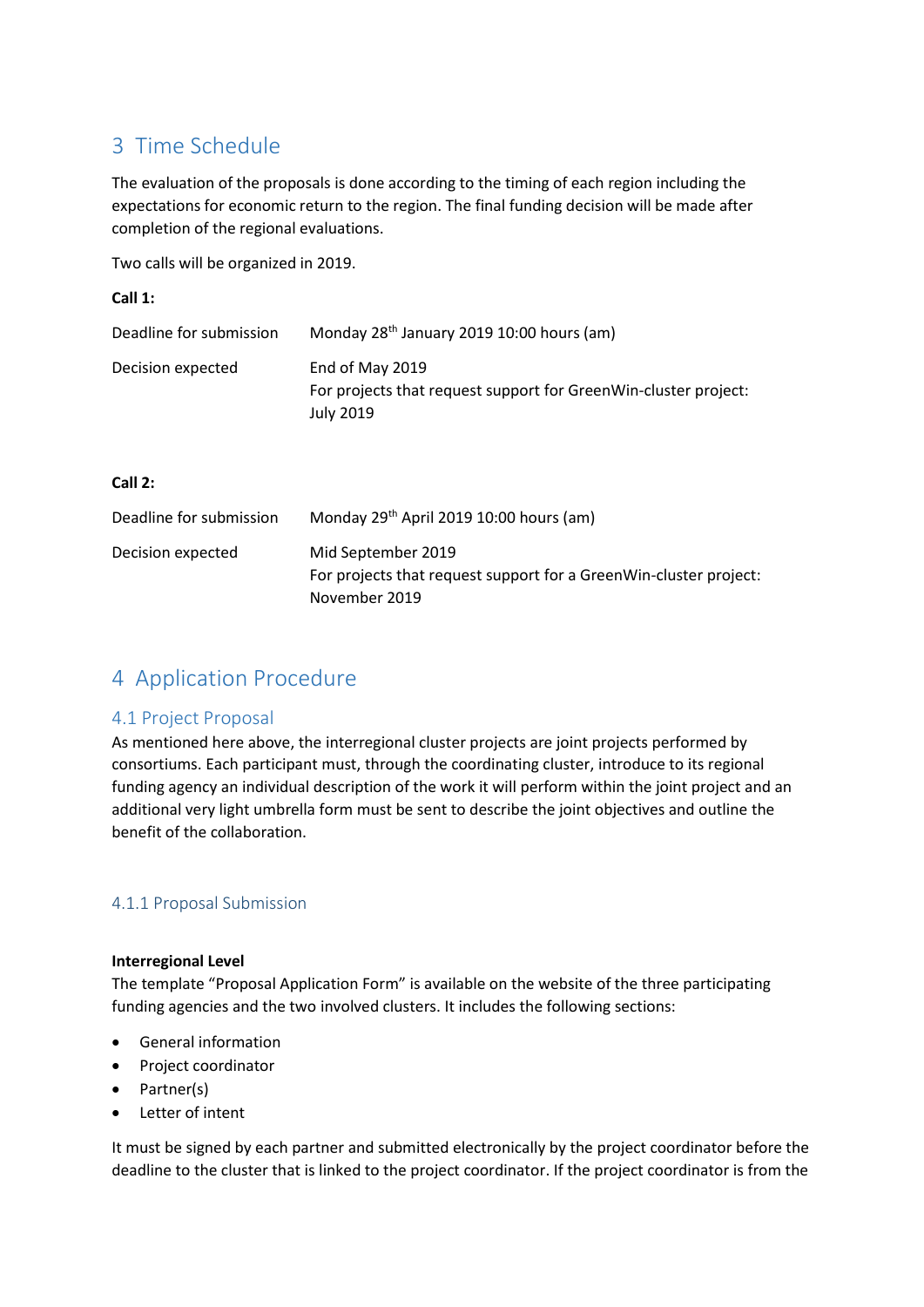## 3 Time Schedule

The evaluation of the proposals is done according to the timing of each region including the expectations for economic return to the region. The final funding decision will be made after completion of the regional evaluations.

Two calls will be organized in 2019.

**Call 1:**

| | |
|---|---|
| Deadline for submission | Monday 28th January 2019 10:00 hours (am) |
| Decision expected | End of May 2019<br>For projects that request support for GreenWin-cluster project: July 2019 |

**Call 2:**

| | |
|---|---|
| Deadline for submission | Monday 29th April 2019 10:00 hours (am) |
| Decision expected | Mid September 2019<br>For projects that request support for a GreenWin-cluster project: November 2019 |

## 4 Application Procedure

### 4.1 Project Proposal

As mentioned here above, the interregional cluster projects are joint projects performed by consortiums. Each participant must, through the coordinating cluster, introduce to its regional funding agency an individual description of the work it will perform within the joint project and an additional very light umbrella form must be sent to describe the joint objectives and outline the benefit of the collaboration.

#### 4.1.1 Proposal Submission

**Interregional Level**

The template "Proposal Application Form" is available on the website of the three participating funding agencies and the two involved clusters. It includes the following sections:

- General information
- Project coordinator
- Partner(s)
- Letter of intent

It must be signed by each partner and submitted electronically by the project coordinator before the deadline to the cluster that is linked to the project coordinator. If the project coordinator is from the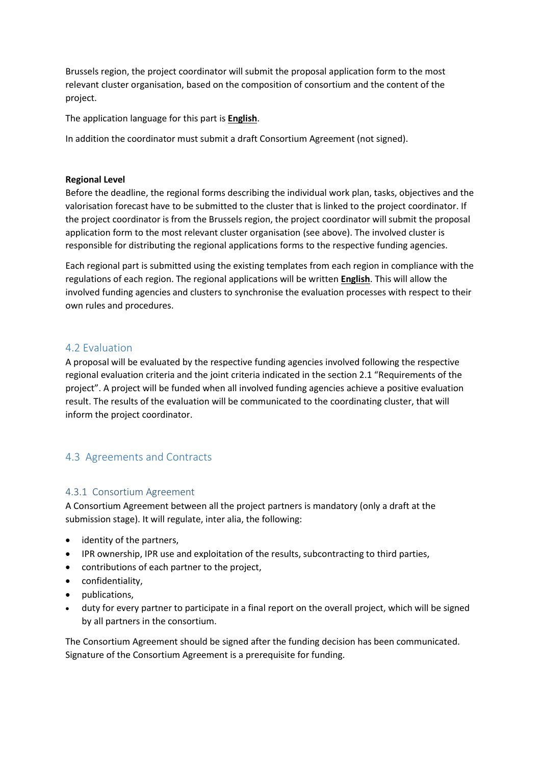Brussels region, the project coordinator will submit the proposal application form to the most relevant cluster organisation, based on the composition of consortium and the content of the project.

The application language for this part is **English**.

In addition the coordinator must submit a draft Consortium Agreement (not signed).

**Regional Level**
Before the deadline, the regional forms describing the individual work plan, tasks, objectives and the valorisation forecast have to be submitted to the cluster that is linked to the project coordinator. If the project coordinator is from the Brussels region, the project coordinator will submit the proposal application form to the most relevant cluster organisation (see above). The involved cluster is responsible for distributing the regional applications forms to the respective funding agencies.

Each regional part is submitted using the existing templates from each region in compliance with the regulations of each region. The regional applications will be written **English**. This will allow the involved funding agencies and clusters to synchronise the evaluation processes with respect to their own rules and procedures.

## 4.2 Evaluation

A proposal will be evaluated by the respective funding agencies involved following the respective regional evaluation criteria and the joint criteria indicated in the section 2.1 "Requirements of the project". A project will be funded when all involved funding agencies achieve a positive evaluation result. The results of the evaluation will be communicated to the coordinating cluster, that will inform the project coordinator.

## 4.3 Agreements and Contracts

### 4.3.1 Consortium Agreement

A Consortium Agreement between all the project partners is mandatory (only a draft at the submission stage). It will regulate, inter alia, the following:

- identity of the partners,
- IPR ownership, IPR use and exploitation of the results, subcontracting to third parties,
- contributions of each partner to the project,
- confidentiality,
- publications,
- duty for every partner to participate in a final report on the overall project, which will be signed by all partners in the consortium.

The Consortium Agreement should be signed after the funding decision has been communicated. Signature of the Consortium Agreement is a prerequisite for funding.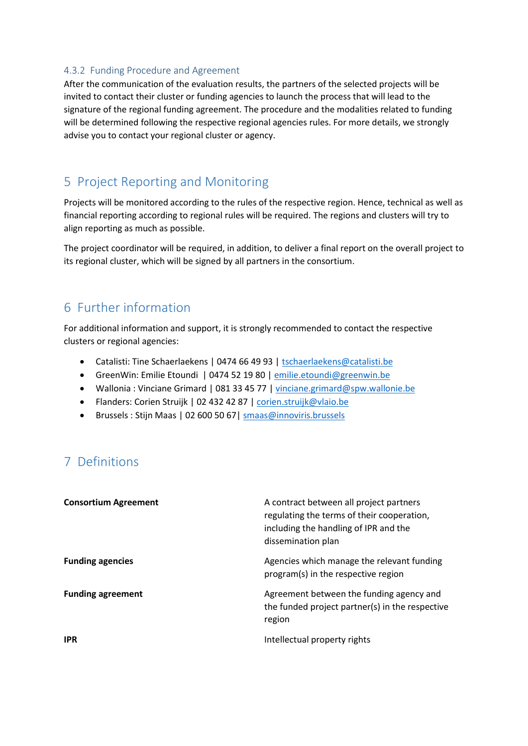### 4.3.2 Funding Procedure and Agreement

After the communication of the evaluation results, the partners of the selected projects will be invited to contact their cluster or funding agencies to launch the process that will lead to the signature of the regional funding agreement. The procedure and the modalities related to funding will be determined following the respective regional agencies rules. For more details, we strongly advise you to contact your regional cluster or agency.

## 5 Project Reporting and Monitoring

Projects will be monitored according to the rules of the respective region. Hence, technical as well as financial reporting according to regional rules will be required. The regions and clusters will try to align reporting as much as possible.

The project coordinator will be required, in addition, to deliver a final report on the overall project to its regional cluster, which will be signed by all partners in the consortium.

## 6 Further information

For additional information and support, it is strongly recommended to contact the respective clusters or regional agencies:

- Catalisti: Tine Schaerlaekens | 0474 66 49 93 | tschaerlaekens@catalisti.be
- GreenWin: Emilie Etoundi | 0474 52 19 80 | emilie.etoundi@greenwin.be
- Wallonia : Vinciane Grimard | 081 33 45 77 | vinciane.grimard@spw.wallonie.be
- Flanders: Corien Struijk | 02 432 42 87 | corien.struijk@vlaio.be
- Brussels : Stijn Maas | 02 600 50 67| smaas@innoviris.brussels

## 7 Definitions

| | |
|---|---|
| **Consortium Agreement** | A contract between all project partners regulating the terms of their cooperation, including the handling of IPR and the dissemination plan |
| **Funding agencies** | Agencies which manage the relevant funding program(s) in the respective region |
| **Funding agreement** | Agreement between the funding agency and the funded project partner(s) in the respective region |
| **IPR** | Intellectual property rights |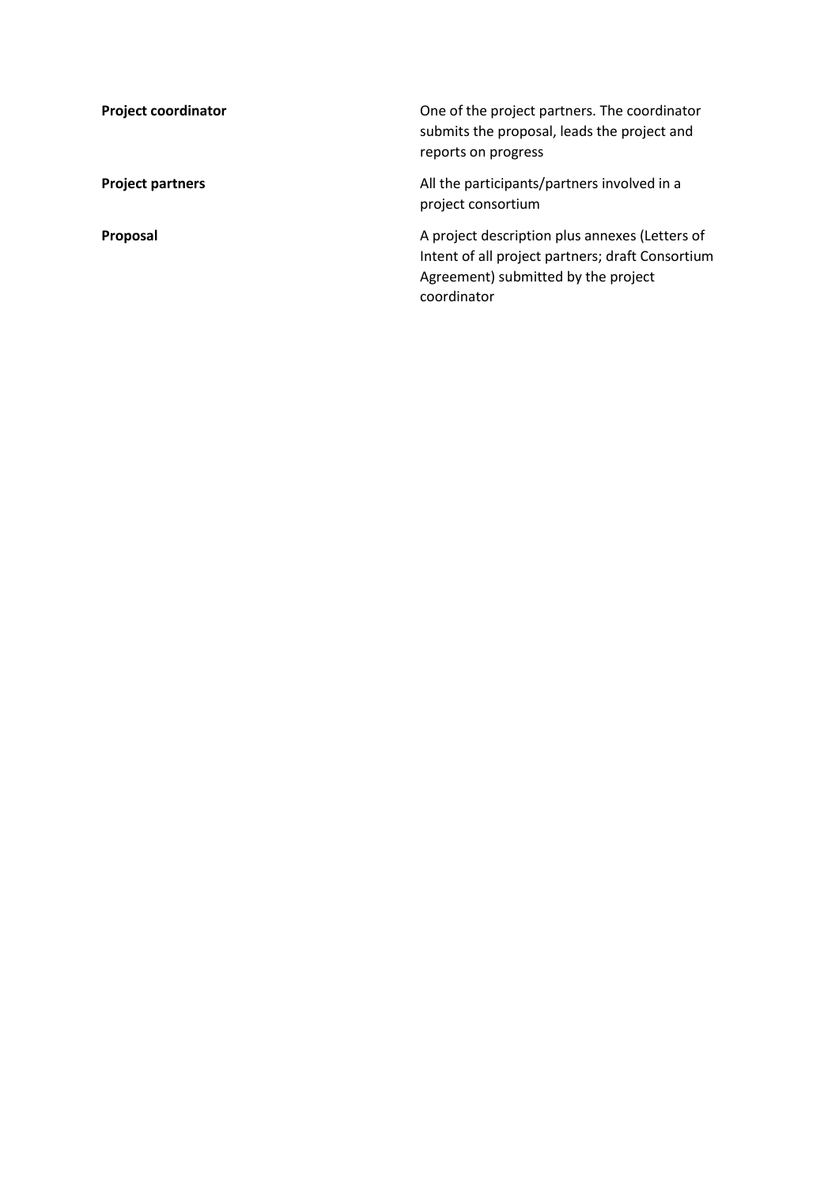| | |
|---|---|
| **Project coordinator** | One of the project partners. The coordinator submits the proposal, leads the project and reports on progress |
| **Project partners** | All the participants/partners involved in a project consortium |
| **Proposal** | A project description plus annexes (Letters of Intent of all project partners; draft Consortium Agreement) submitted by the project coordinator |